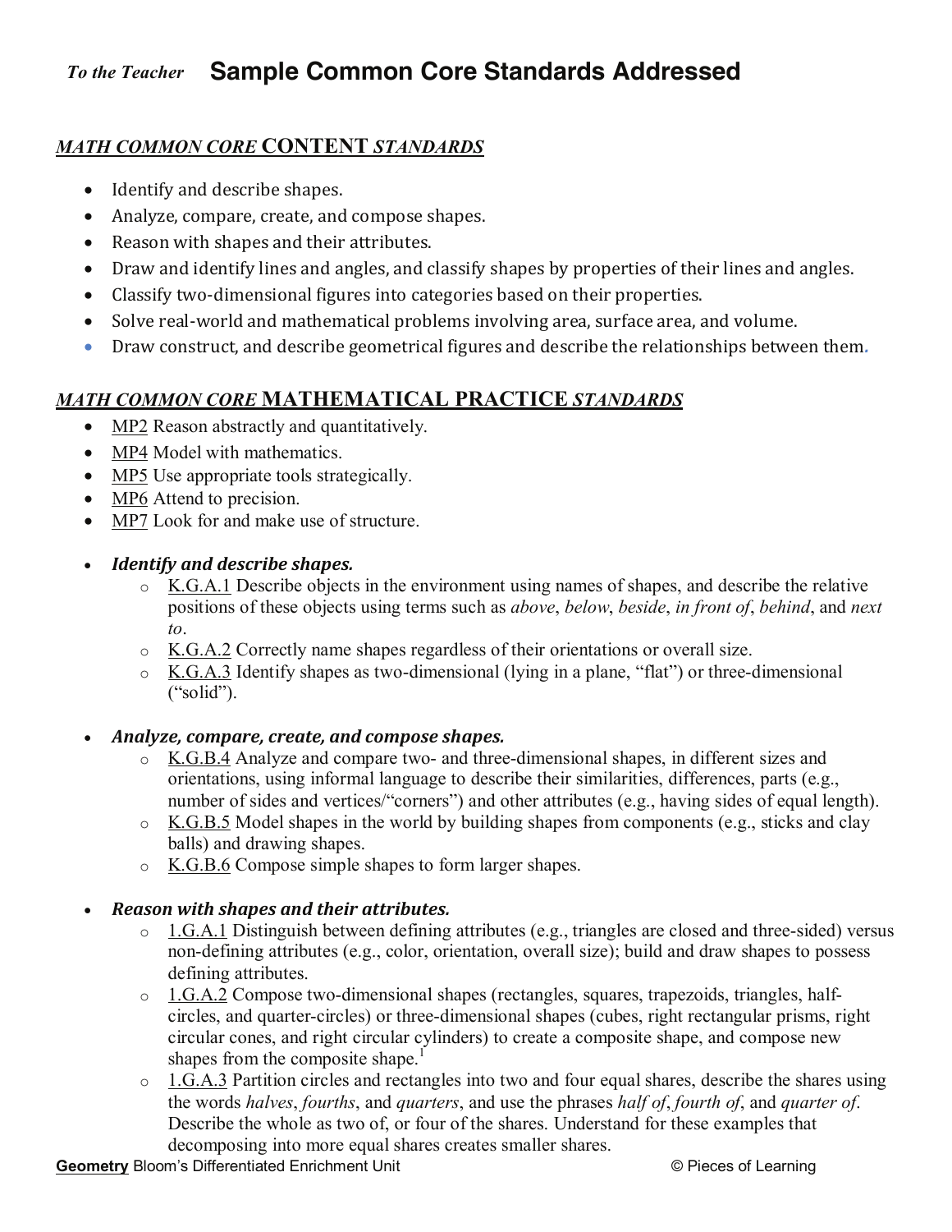*To the Teacher* **Sample Common Core Standards Addressed**

## *MATH COMMON CORE* CONTENT *STANDARDS*

- Identify and describe shapes.
- Analyze, compare, create, and compose shapes.
- Reason with shapes and their attributes.
- Draw and identify lines and angles, and classify shapes by properties of their lines and angles.
- Classify two-dimensional figures into categories based on their properties.
- Solve real-world and mathematical problems involving area, surface area, and volume.
- Draw construct, and describe geometrical figures and describe the relationships between them.

## *MATH COMMON CORE* MATHEMATICAL PRACTICE *STANDARDS*

- MP2 Reason abstractly and quantitatively.
- MP4 Model with mathematics.
- MP5 Use appropriate tools strategically.
- MP6 Attend to precision.
- MP7 Look for and make use of structure.

- ***Identify and describe shapes.***
  - K.G.A.1 Describe objects in the environment using names of shapes, and describe the relative positions of these objects using terms such as *above*, *below*, *beside*, *in front of*, *behind*, and *next to*.
  - K.G.A.2 Correctly name shapes regardless of their orientations or overall size.
  - K.G.A.3 Identify shapes as two-dimensional (lying in a plane, "flat") or three-dimensional ("solid").

- ***Analyze, compare, create, and compose shapes.***
  - K.G.B.4 Analyze and compare two- and three-dimensional shapes, in different sizes and orientations, using informal language to describe their similarities, differences, parts (e.g., number of sides and vertices/"corners") and other attributes (e.g., having sides of equal length).
  - K.G.B.5 Model shapes in the world by building shapes from components (e.g., sticks and clay balls) and drawing shapes.
  - K.G.B.6 Compose simple shapes to form larger shapes.

- ***Reason with shapes and their attributes.***
  - 1.G.A.1 Distinguish between defining attributes (e.g., triangles are closed and three-sided) versus non-defining attributes (e.g., color, orientation, overall size); build and draw shapes to possess defining attributes.
  - 1.G.A.2 Compose two-dimensional shapes (rectangles, squares, trapezoids, triangles, half-circles, and quarter-circles) or three-dimensional shapes (cubes, right rectangular prisms, right circular cones, and right circular cylinders) to create a composite shape, and compose new shapes from the composite shape.[1]
  - 1.G.A.3 Partition circles and rectangles into two and four equal shares, describe the shares using the words *halves*, *fourths*, and *quarters*, and use the phrases *half of*, *fourth of*, and *quarter of*. Describe the whole as two of, or four of the shares. Understand for these examples that decomposing into more equal shares creates smaller shares.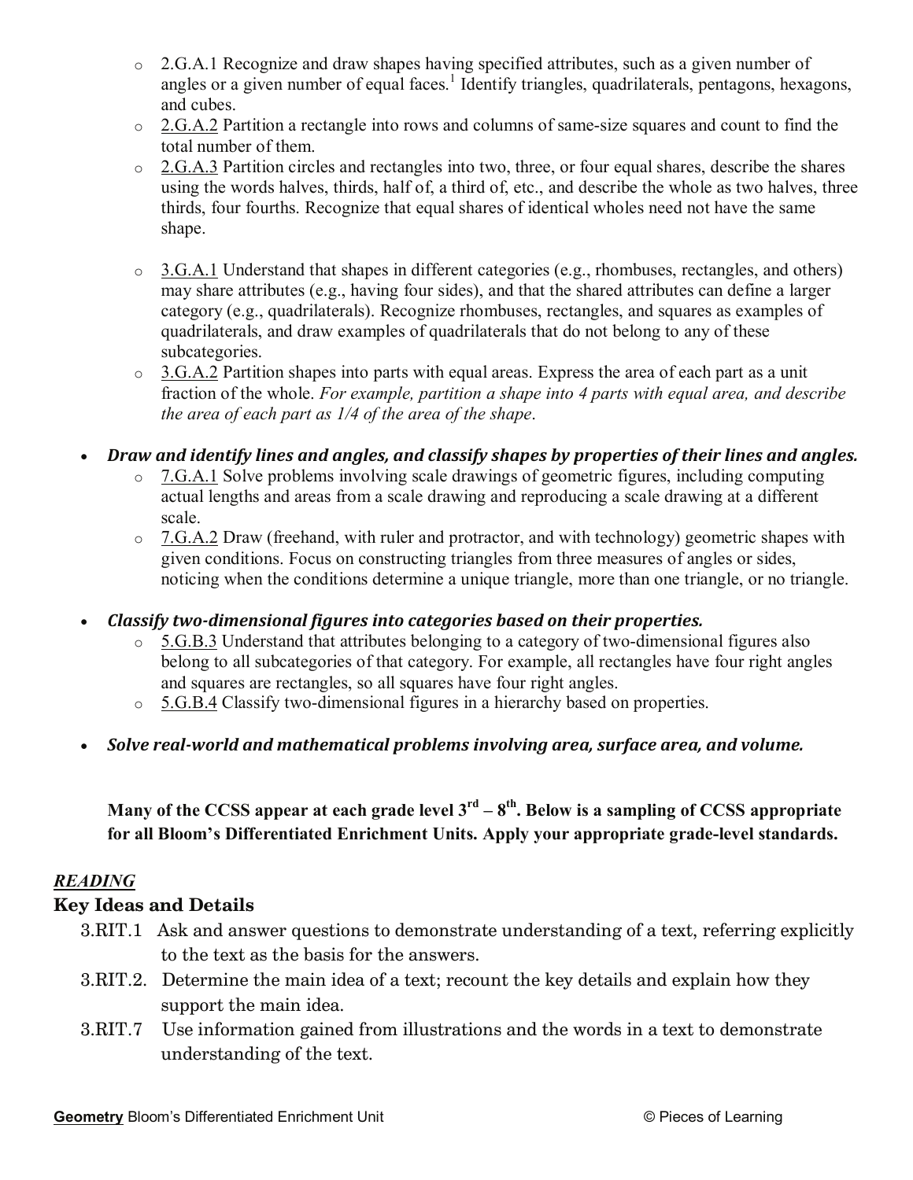- 2.G.A.1 Recognize and draw shapes having specified attributes, such as a given number of angles or a given number of equal faces.[1] Identify triangles, quadrilaterals, pentagons, hexagons, and cubes.
- 2.G.A.2 Partition a rectangle into rows and columns of same-size squares and count to find the total number of them.
- 2.G.A.3 Partition circles and rectangles into two, three, or four equal shares, describe the shares using the words halves, thirds, half of, a third of, etc., and describe the whole as two halves, three thirds, four fourths. Recognize that equal shares of identical wholes need not have the same shape.

- 3.G.A.1 Understand that shapes in different categories (e.g., rhombuses, rectangles, and others) may share attributes (e.g., having four sides), and that the shared attributes can define a larger category (e.g., quadrilaterals). Recognize rhombuses, rectangles, and squares as examples of quadrilaterals, and draw examples of quadrilaterals that do not belong to any of these subcategories.
- 3.G.A.2 Partition shapes into parts with equal areas. Express the area of each part as a unit fraction of the whole. *For example, partition a shape into 4 parts with equal area, and describe the area of each part as 1/4 of the area of the shape*.

- ***Draw and identify lines and angles, and classify shapes by properties of their lines and angles.***
  - 7.G.A.1 Solve problems involving scale drawings of geometric figures, including computing actual lengths and areas from a scale drawing and reproducing a scale drawing at a different scale.
  - 7.G.A.2 Draw (freehand, with ruler and protractor, and with technology) geometric shapes with given conditions. Focus on constructing triangles from three measures of angles or sides, noticing when the conditions determine a unique triangle, more than one triangle, or no triangle.

- ***Classify two-dimensional figures into categories based on their properties.***
  - 5.G.B.3 Understand that attributes belonging to a category of two-dimensional figures also belong to all subcategories of that category. For example, all rectangles have four right angles and squares are rectangles, so all squares have four right angles.
  - 5.G.B.4 Classify two-dimensional figures in a hierarchy based on properties.

- ***Solve real-world and mathematical problems involving area, surface area, and volume.***

**Many of the CCSS appear at each grade level 3rd – 8th. Below is a sampling of CCSS appropriate for all Bloom's Differentiated Enrichment Units. Apply your appropriate grade-level standards.**

*__READING__*

**Key Ideas and Details**

3.RIT.1 Ask and answer questions to demonstrate understanding of a text, referring explicitly to the text as the basis for the answers.

3.RIT.2. Determine the main idea of a text; recount the key details and explain how they support the main idea.

3.RIT.7 Use information gained from illustrations and the words in a text to demonstrate understanding of the text.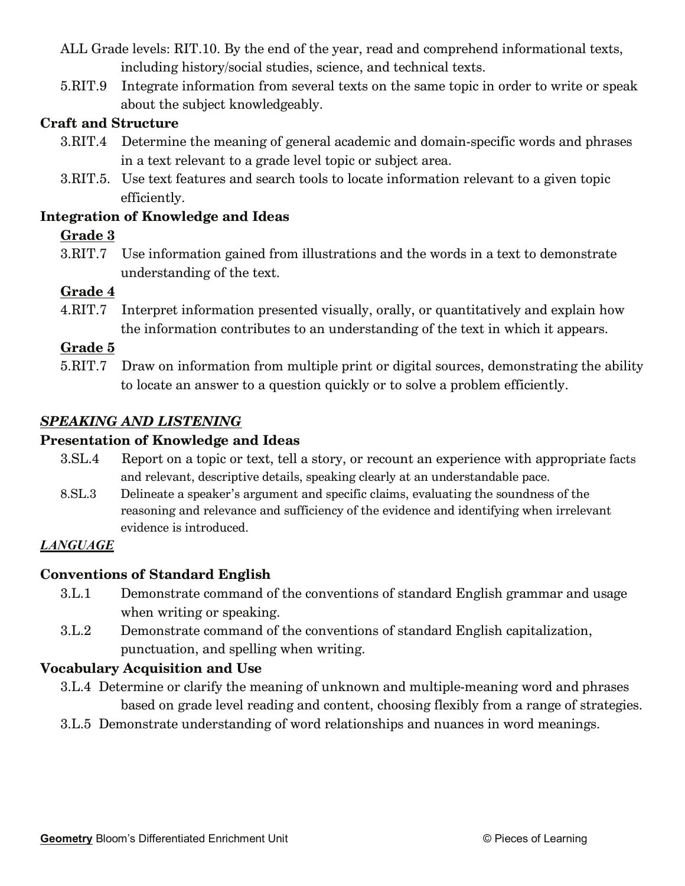ALL Grade levels: RIT.10. By the end of the year, read and comprehend informational texts, including history/social studies, science, and technical texts.

5.RIT.9 Integrate information from several texts on the same topic in order to write or speak about the subject knowledgeably.

**Craft and Structure**

3.RIT.4 Determine the meaning of general academic and domain-specific words and phrases in a text relevant to a grade level topic or subject area.

3.RIT.5. Use text features and search tools to locate information relevant to a given topic efficiently.

**Integration of Knowledge and Ideas**

**<u>Grade 3</u>**

3.RIT.7 Use information gained from illustrations and the words in a text to demonstrate understanding of the text.

**<u>Grade 4</u>**

4.RIT.7 Interpret information presented visually, orally, or quantitatively and explain how the information contributes to an understanding of the text in which it appears.

**<u>Grade 5</u>**

5.RIT.7 Draw on information from multiple print or digital sources, demonstrating the ability to locate an answer to a question quickly or to solve a problem efficiently.

***<u>SPEAKING AND LISTENING</u>***

**Presentation of Knowledge and Ideas**

3.SL.4 Report on a topic or text, tell a story, or recount an experience with appropriate facts and relevant, descriptive details, speaking clearly at an understandable pace.

8.SL.3 Delineate a speaker's argument and specific claims, evaluating the soundness of the reasoning and relevance and sufficiency of the evidence and identifying when irrelevant evidence is introduced.

***<u>LANGUAGE</u>***

**Conventions of Standard English**

3.L.1 Demonstrate command of the conventions of standard English grammar and usage when writing or speaking.

3.L.2 Demonstrate command of the conventions of standard English capitalization, punctuation, and spelling when writing.

**Vocabulary Acquisition and Use**

3.L.4 Determine or clarify the meaning of unknown and multiple-meaning word and phrases based on grade level reading and content, choosing flexibly from a range of strategies.

3.L.5 Demonstrate understanding of word relationships and nuances in word meanings.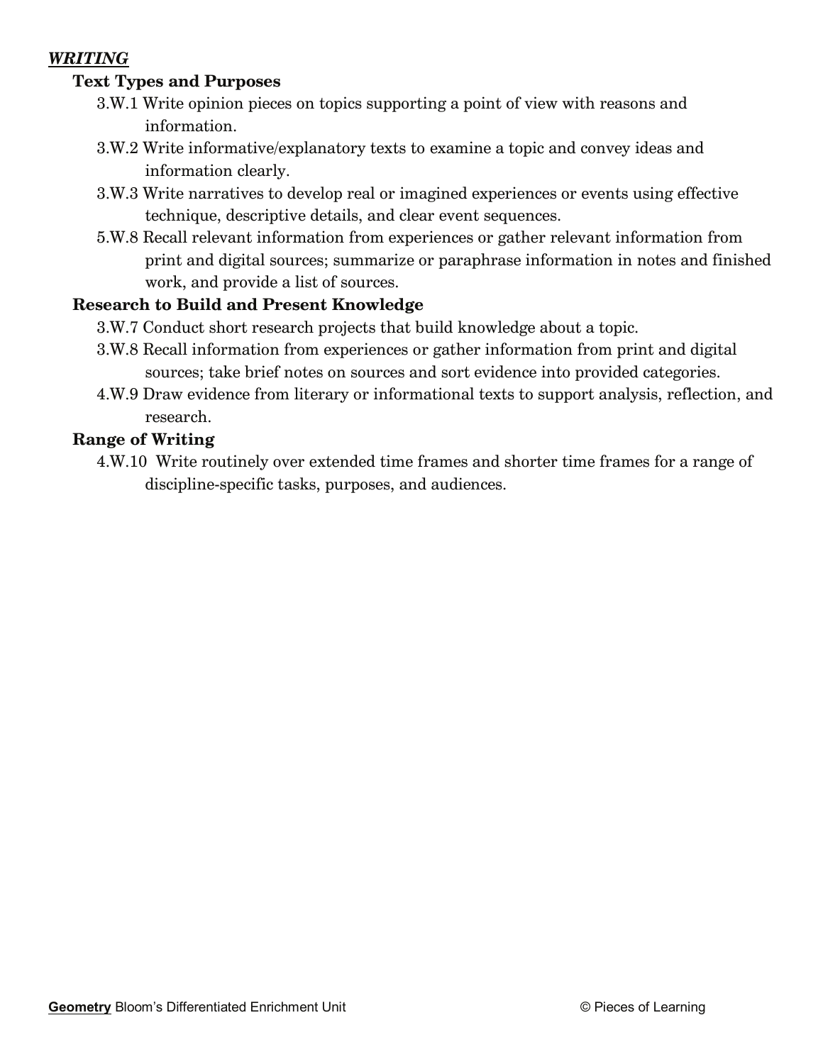***WRITING***

**Text Types and Purposes**

3.W.1 Write opinion pieces on topics supporting a point of view with reasons and information.

3.W.2 Write informative/explanatory texts to examine a topic and convey ideas and information clearly.

3.W.3 Write narratives to develop real or imagined experiences or events using effective technique, descriptive details, and clear event sequences.

5.W.8 Recall relevant information from experiences or gather relevant information from print and digital sources; summarize or paraphrase information in notes and finished work, and provide a list of sources.

**Research to Build and Present Knowledge**

3.W.7 Conduct short research projects that build knowledge about a topic.

3.W.8 Recall information from experiences or gather information from print and digital sources; take brief notes on sources and sort evidence into provided categories.

4.W.9 Draw evidence from literary or informational texts to support analysis, reflection, and research.

**Range of Writing**

4.W.10 Write routinely over extended time frames and shorter time frames for a range of discipline-specific tasks, purposes, and audiences.